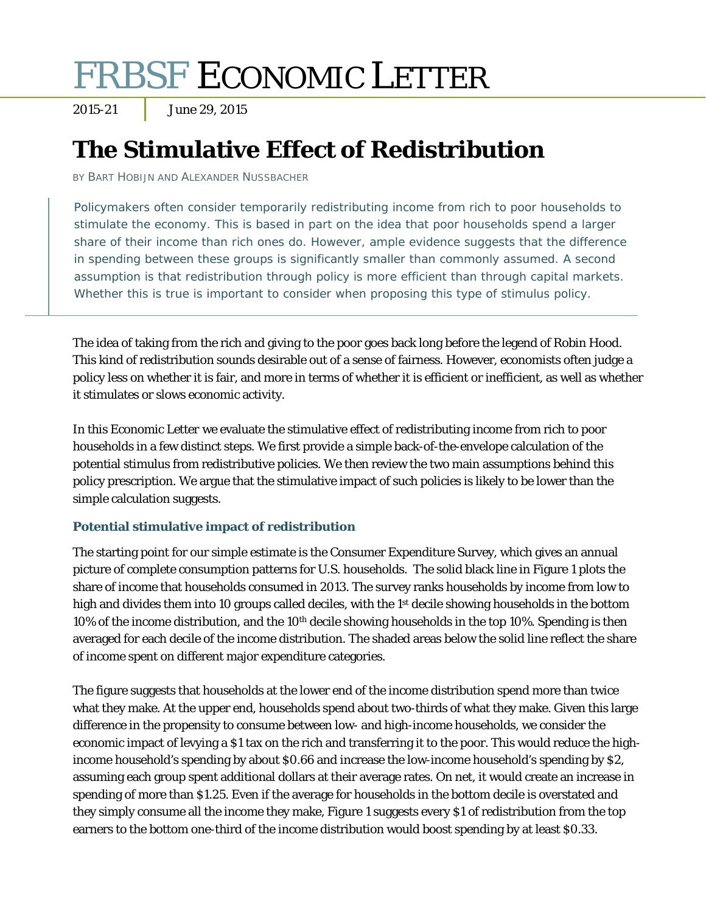# FRBSF Economic Letter

2015-21 | June 29, 2015

# The Stimulative Effect of Redistribution

BY BART HOBIJN AND ALEXANDER NUSSBACHER

> Policymakers often consider temporarily redistributing income from rich to poor households to stimulate the economy. This is based in part on the idea that poor households spend a larger share of their income than rich ones do. However, ample evidence suggests that the difference in spending between these groups is significantly smaller than commonly assumed. A second assumption is that redistribution through policy is more efficient than through capital markets. Whether this is true is important to consider when proposing this type of stimulus policy.

The idea of taking from the rich and giving to the poor goes back long before the legend of Robin Hood. This kind of redistribution sounds desirable out of a sense of fairness. However, economists often judge a policy less on whether it is fair, and more in terms of whether it is efficient or inefficient, as well as whether it stimulates or slows economic activity.

In this Economic Letter we evaluate the stimulative effect of redistributing income from rich to poor households in a few distinct steps. We first provide a simple back-of-the-envelope calculation of the potential stimulus from redistributive policies. We then review the two main assumptions behind this policy prescription. We argue that the stimulative impact of such policies is likely to be lower than the simple calculation suggests.

### Potential stimulative impact of redistribution

The starting point for our simple estimate is the Consumer Expenditure Survey, which gives an annual picture of complete consumption patterns for U.S. households. The solid black line in Figure 1 plots the share of income that households consumed in 2013. The survey ranks households by income from low to high and divides them into 10 groups called deciles, with the 1st decile showing households in the bottom 10% of the income distribution, and the 10th decile showing households in the top 10%. Spending is then averaged for each decile of the income distribution. The shaded areas below the solid line reflect the share of income spent on different major expenditure categories.

The figure suggests that households at the lower end of the income distribution spend more than twice what they make. At the upper end, households spend about two-thirds of what they make. Given this large difference in the propensity to consume between low- and high-income households, we consider the economic impact of levying a $1 tax on the rich and transferring it to the poor. This would reduce the high-income household's spending by about $0.66 and increase the low-income household's spending by $2, assuming each group spent additional dollars at their average rates. On net, it would create an increase in spending of more than $1.25. Even if the average for households in the bottom decile is overstated and they simply consume all the income they make, Figure 1 suggests every $1 of redistribution from the top earners to the bottom one-third of the income distribution would boost spending by at least $0.33.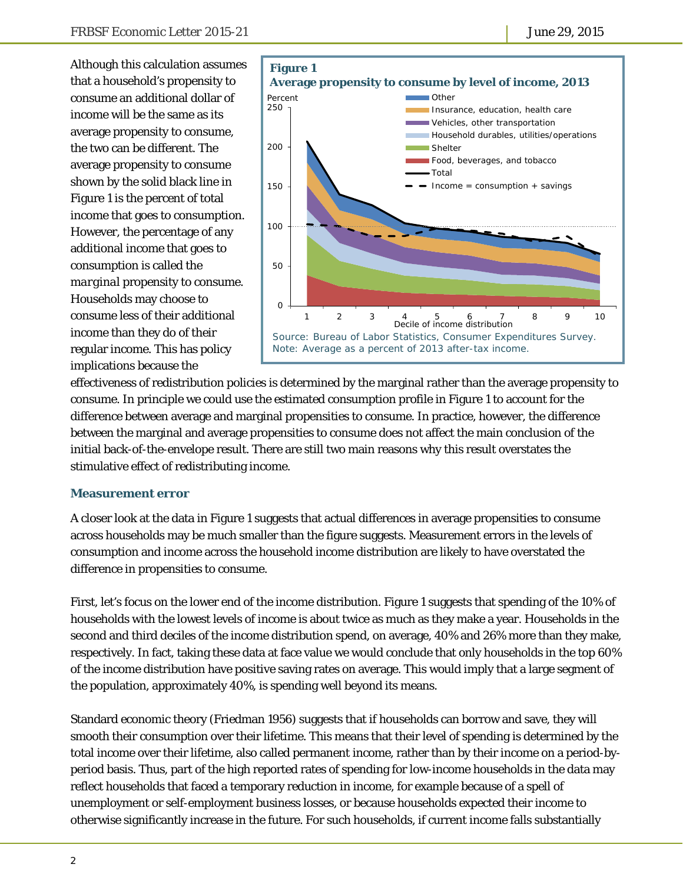Although this calculation assumes that a household's propensity to consume an additional dollar of income will be the same as its average propensity to consume, the two can be different. The average propensity to consume shown by the solid black line in Figure 1 is the percent of total income that goes to consumption. However, the percentage of any additional income that goes to consumption is called the *marginal* propensity to consume. Households may choose to consume less of their additional income than they do of their regular income. This has policy implications because the effectiveness of redistribution policies is determined by the marginal rather than the average propensity to consume. In principle we could use the estimated consumption profile in Figure 1 to account for the difference between average and marginal propensities to consume. In practice, however, the difference between the marginal and average propensities to consume does not affect the main conclusion of the initial back-of-the-envelope result. There are still two main reasons why this result overstates the stimulative effect of redistributing income.

**Figure 1**
**Average propensity to consume by level of income, 2013**

Source: Bureau of Labor Statistics, Consumer Expenditures Survey.
Note: Average as a percent of 2013 after-tax income.

### Measurement error

A closer look at the data in Figure 1 suggests that actual differences in average propensities to consume across households may be much smaller than the figure suggests. Measurement errors in the levels of consumption and income across the household income distribution are likely to have overstated the difference in propensities to consume.

First, let's focus on the lower end of the income distribution. Figure 1 suggests that spending of the 10% of households with the lowest levels of income is about twice as much as they make a year. Households in the second and third deciles of the income distribution spend, on average, 40% and 26% more than they make, respectively. In fact, taking these data at face value we would conclude that only households in the top 60% of the income distribution have positive saving rates on average. This would imply that a large segment of the population, approximately 40%, is spending well beyond its means.

Standard economic theory (Friedman 1956) suggests that if households can borrow and save, they will smooth their consumption over their lifetime. This means that their level of spending is determined by the total income over their lifetime, also called permanent income, rather than by their income on a period-by-period basis. Thus, part of the high reported rates of spending for low-income households in the data may reflect households that faced a temporary reduction in income, for example because of a spell of unemployment or self-employment business losses, or because households expected their income to otherwise significantly increase in the future. For such households, if current income falls substantially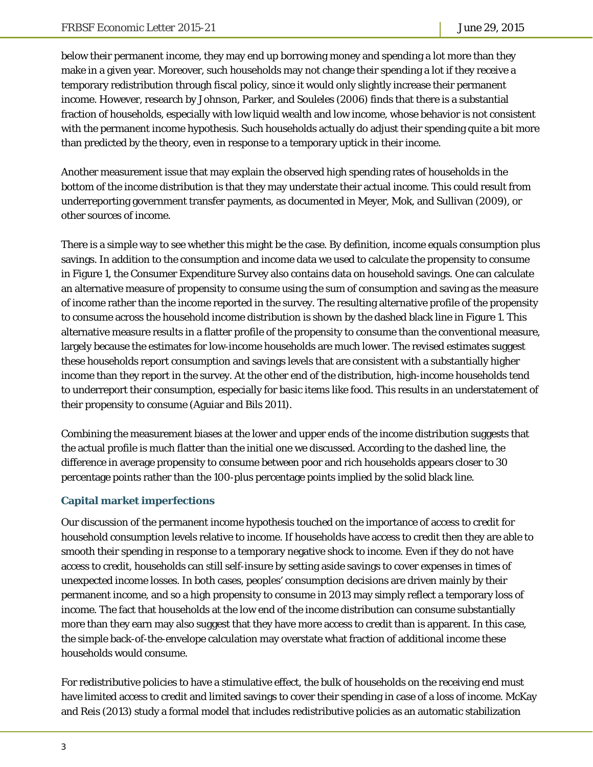below their permanent income, they may end up borrowing money and spending a lot more than they make in a given year. Moreover, such households may not change their spending a lot if they receive a temporary redistribution through fiscal policy, since it would only slightly increase their permanent income. However, research by Johnson, Parker, and Souleles (2006) finds that there is a substantial fraction of households, especially with low liquid wealth and low income, whose behavior is not consistent with the permanent income hypothesis. Such households actually do adjust their spending quite a bit more than predicted by the theory, even in response to a temporary uptick in their income.

Another measurement issue that may explain the observed high spending rates of households in the bottom of the income distribution is that they may understate their actual income. This could result from underreporting government transfer payments, as documented in Meyer, Mok, and Sullivan (2009), or other sources of income.

There is a simple way to see whether this might be the case. By definition, income equals consumption plus savings. In addition to the consumption and income data we used to calculate the propensity to consume in Figure 1, the Consumer Expenditure Survey also contains data on household savings. One can calculate an alternative measure of propensity to consume using the sum of consumption and saving as the measure of income rather than the income reported in the survey. The resulting alternative profile of the propensity to consume across the household income distribution is shown by the dashed black line in Figure 1. This alternative measure results in a flatter profile of the propensity to consume than the conventional measure, largely because the estimates for low-income households are much lower. The revised estimates suggest these households report consumption and savings levels that are consistent with a substantially higher income than they report in the survey. At the other end of the distribution, high-income households tend to underreport their consumption, especially for basic items like food. This results in an understatement of their propensity to consume (Aguiar and Bils 2011).

Combining the measurement biases at the lower and upper ends of the income distribution suggests that the actual profile is much flatter than the initial one we discussed. According to the dashed line, the difference in average propensity to consume between poor and rich households appears closer to 30 percentage points rather than the 100-plus percentage points implied by the solid black line.

### Capital market imperfections

Our discussion of the permanent income hypothesis touched on the importance of access to credit for household consumption levels relative to income. If households have access to credit then they are able to smooth their spending in response to a temporary negative shock to income. Even if they do not have access to credit, households can still self-insure by setting aside savings to cover expenses in times of unexpected income losses. In both cases, peoples' consumption decisions are driven mainly by their permanent income, and so a high propensity to consume in 2013 may simply reflect a temporary loss of income. The fact that households at the low end of the income distribution can consume substantially more than they earn may also suggest that they have more access to credit than is apparent. In this case, the simple back-of-the-envelope calculation may overstate what fraction of additional income these households would consume.

For redistributive policies to have a stimulative effect, the bulk of households on the receiving end must have limited access to credit and limited savings to cover their spending in case of a loss of income. McKay and Reis (2013) study a formal model that includes redistributive policies as an automatic stabilization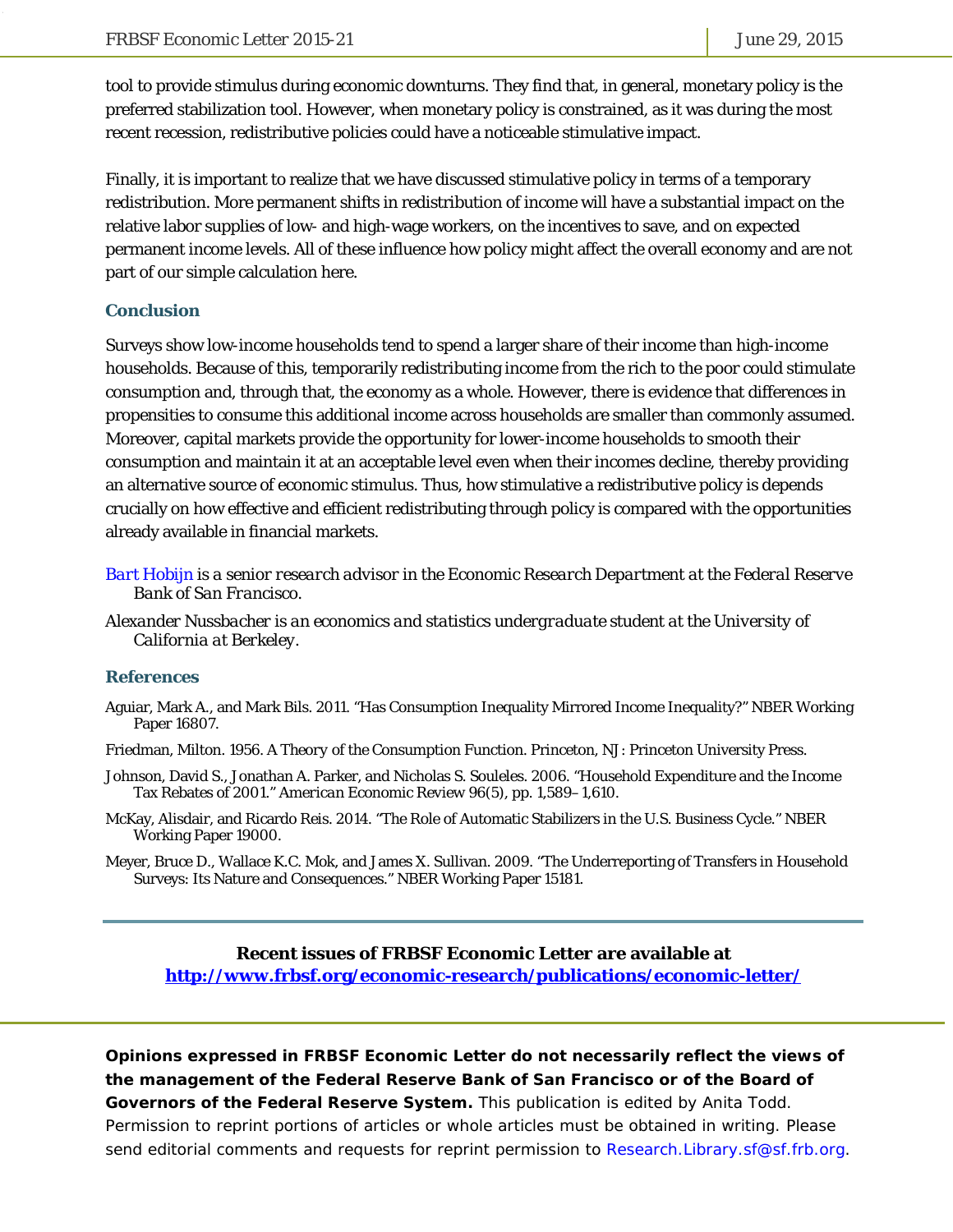tool to provide stimulus during economic downturns. They find that, in general, monetary policy is the preferred stabilization tool. However, when monetary policy is constrained, as it was during the most recent recession, redistributive policies could have a noticeable stimulative impact.

Finally, it is important to realize that we have discussed stimulative policy in terms of a temporary redistribution. More permanent shifts in redistribution of income will have a substantial impact on the relative labor supplies of low- and high-wage workers, on the incentives to save, and on expected permanent income levels. All of these influence how policy might affect the overall economy and are not part of our simple calculation here.

## Conclusion

Surveys show low-income households tend to spend a larger share of their income than high-income households. Because of this, temporarily redistributing income from the rich to the poor could stimulate consumption and, through that, the economy as a whole. However, there is evidence that differences in propensities to consume this additional income across households are smaller than commonly assumed. Moreover, capital markets provide the opportunity for lower-income households to smooth their consumption and maintain it at an acceptable level even when their incomes decline, thereby providing an alternative source of economic stimulus. Thus, how stimulative a redistributive policy is depends crucially on how effective and efficient redistributing through policy is compared with the opportunities already available in financial markets.

*Bart Hobijn is a senior research advisor in the Economic Research Department at the Federal Reserve Bank of San Francisco.*

*Alexander Nussbacher is an economics and statistics undergraduate student at the University of California at Berkeley.*

## References

Aguiar, Mark A., and Mark Bils. 2011. "Has Consumption Inequality Mirrored Income Inequality?" NBER Working Paper 16807.

Friedman, Milton. 1956. *A Theory of the Consumption Function.* Princeton, NJ: Princeton University Press.

Johnson, David S., Jonathan A. Parker, and Nicholas S. Souleles. 2006. "Household Expenditure and the Income Tax Rebates of 2001." *American Economic Review* 96(5), pp. 1,589–1,610.

McKay, Alisdair, and Ricardo Reis. 2014. "The Role of Automatic Stabilizers in the U.S. Business Cycle." NBER Working Paper 19000.

Meyer, Bruce D., Wallace K.C. Mok, and James X. Sullivan. 2009. "The Underreporting of Transfers in Household Surveys: Its Nature and Consequences." NBER Working Paper 15181.

**Recent issues of FRBSF Economic Letter are available at**
**http://www.frbsf.org/economic-research/publications/economic-letter/**

**Opinions expressed in FRBSF Economic Letter do not necessarily reflect the views of the management of the Federal Reserve Bank of San Francisco or of the Board of Governors of the Federal Reserve System.** This publication is edited by Anita Todd. Permission to reprint portions of articles or whole articles must be obtained in writing. Please send editorial comments and requests for reprint permission to Research.Library.sf@sf.frb.org.